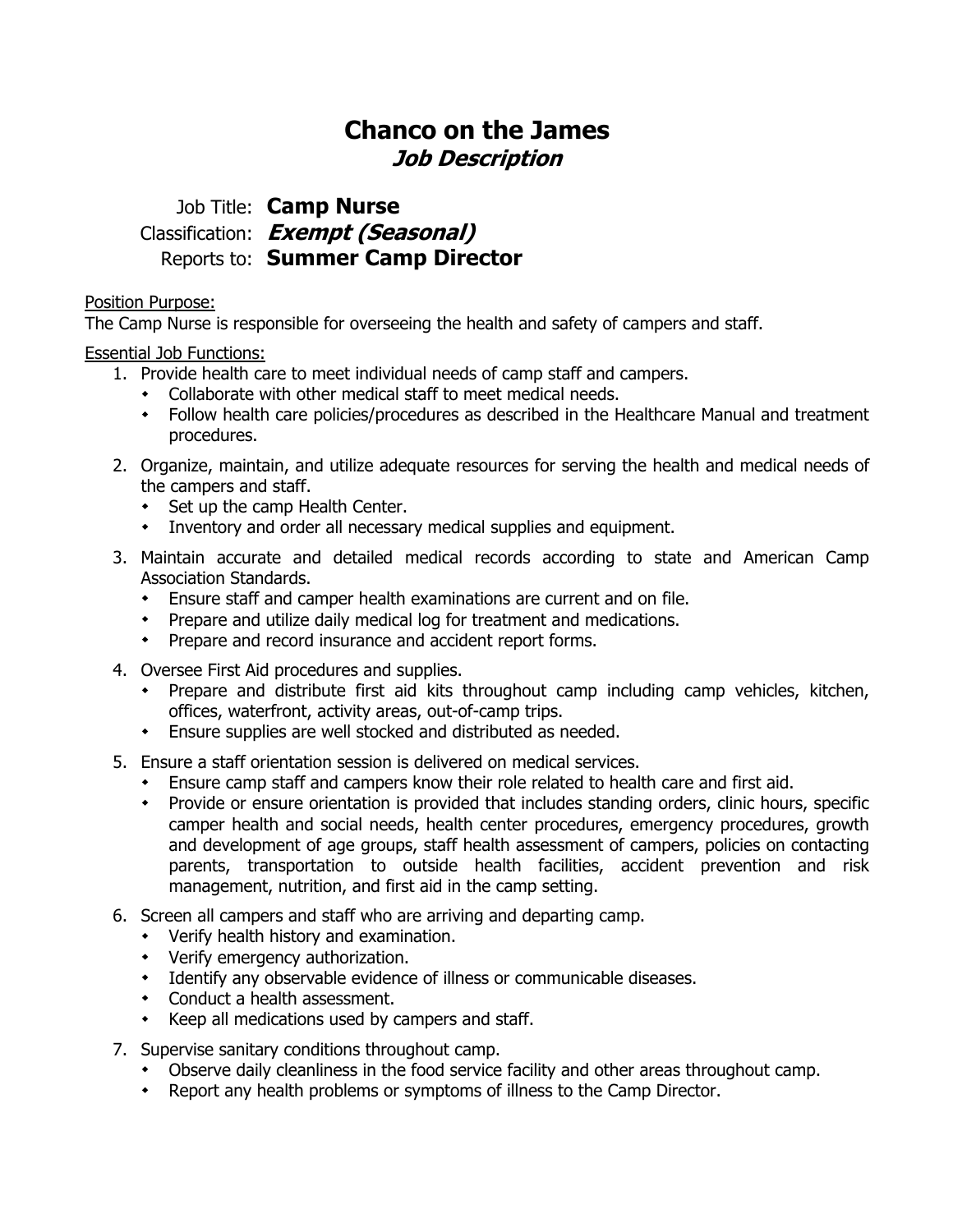# Chanco on the James

## *Job Description*

Job Title: **Camp Nurse**
Classification: ***Exempt (Seasonal)***
Reports to: **Summer Camp Director**

Position Purpose:
The Camp Nurse is responsible for overseeing the health and safety of campers and staff.

Essential Job Functions:

1. Provide health care to meet individual needs of camp staff and campers.
   - Collaborate with other medical staff to meet medical needs.
   - Follow health care policies/procedures as described in the Healthcare Manual and treatment procedures.
2. Organize, maintain, and utilize adequate resources for serving the health and medical needs of the campers and staff.
   - Set up the camp Health Center.
   - Inventory and order all necessary medical supplies and equipment.
3. Maintain accurate and detailed medical records according to state and American Camp Association Standards.
   - Ensure staff and camper health examinations are current and on file.
   - Prepare and utilize daily medical log for treatment and medications.
   - Prepare and record insurance and accident report forms.
4. Oversee First Aid procedures and supplies.
   - Prepare and distribute first aid kits throughout camp including camp vehicles, kitchen, offices, waterfront, activity areas, out-of-camp trips.
   - Ensure supplies are well stocked and distributed as needed.
5. Ensure a staff orientation session is delivered on medical services.
   - Ensure camp staff and campers know their role related to health care and first aid.
   - Provide or ensure orientation is provided that includes standing orders, clinic hours, specific camper health and social needs, health center procedures, emergency procedures, growth and development of age groups, staff health assessment of campers, policies on contacting parents, transportation to outside health facilities, accident prevention and risk management, nutrition, and first aid in the camp setting.
6. Screen all campers and staff who are arriving and departing camp.
   - Verify health history and examination.
   - Verify emergency authorization.
   - Identify any observable evidence of illness or communicable diseases.
   - Conduct a health assessment.
   - Keep all medications used by campers and staff.
7. Supervise sanitary conditions throughout camp.
   - Observe daily cleanliness in the food service facility and other areas throughout camp.
   - Report any health problems or symptoms of illness to the Camp Director.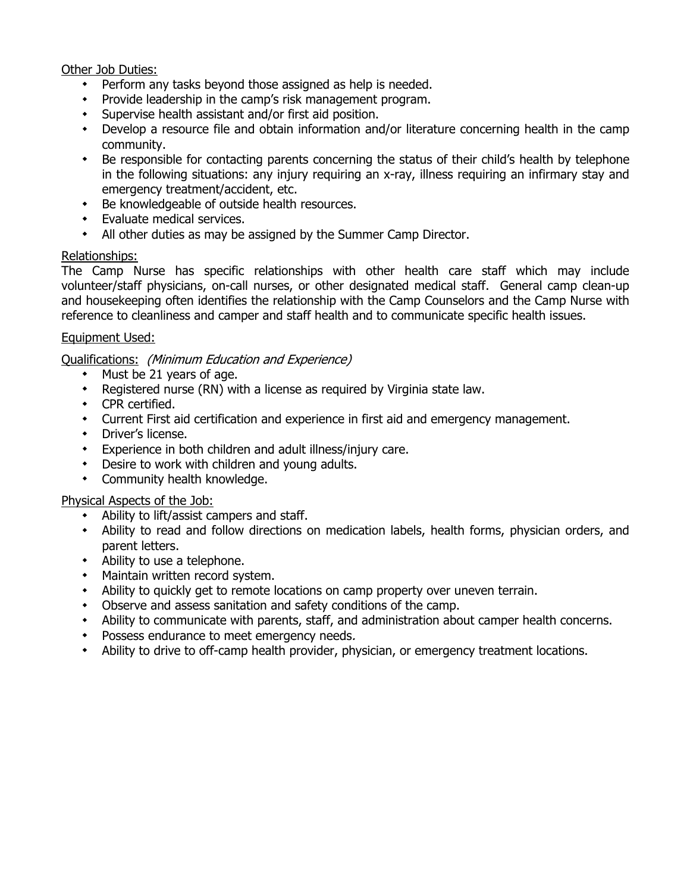Other Job Duties:

- Perform any tasks beyond those assigned as help is needed.
- Provide leadership in the camp's risk management program.
- Supervise health assistant and/or first aid position.
- Develop a resource file and obtain information and/or literature concerning health in the camp community.
- Be responsible for contacting parents concerning the status of their child's health by telephone in the following situations: any injury requiring an x-ray, illness requiring an infirmary stay and emergency treatment/accident, etc.
- Be knowledgeable of outside health resources.
- Evaluate medical services.
- All other duties as may be assigned by the Summer Camp Director.

Relationships:

The Camp Nurse has specific relationships with other health care staff which may include volunteer/staff physicians, on-call nurses, or other designated medical staff. General camp clean-up and housekeeping often identifies the relationship with the Camp Counselors and the Camp Nurse with reference to cleanliness and camper and staff health and to communicate specific health issues.

Equipment Used:

Qualifications: *(Minimum Education and Experience)*

- Must be 21 years of age.
- Registered nurse (RN) with a license as required by Virginia state law.
- CPR certified.
- Current First aid certification and experience in first aid and emergency management.
- Driver's license.
- Experience in both children and adult illness/injury care.
- Desire to work with children and young adults.
- Community health knowledge.

Physical Aspects of the Job:

- Ability to lift/assist campers and staff.
- Ability to read and follow directions on medication labels, health forms, physician orders, and parent letters.
- Ability to use a telephone.
- Maintain written record system.
- Ability to quickly get to remote locations on camp property over uneven terrain.
- Observe and assess sanitation and safety conditions of the camp.
- Ability to communicate with parents, staff, and administration about camper health concerns.
- Possess endurance to meet emergency needs.
- Ability to drive to off-camp health provider, physician, or emergency treatment locations.